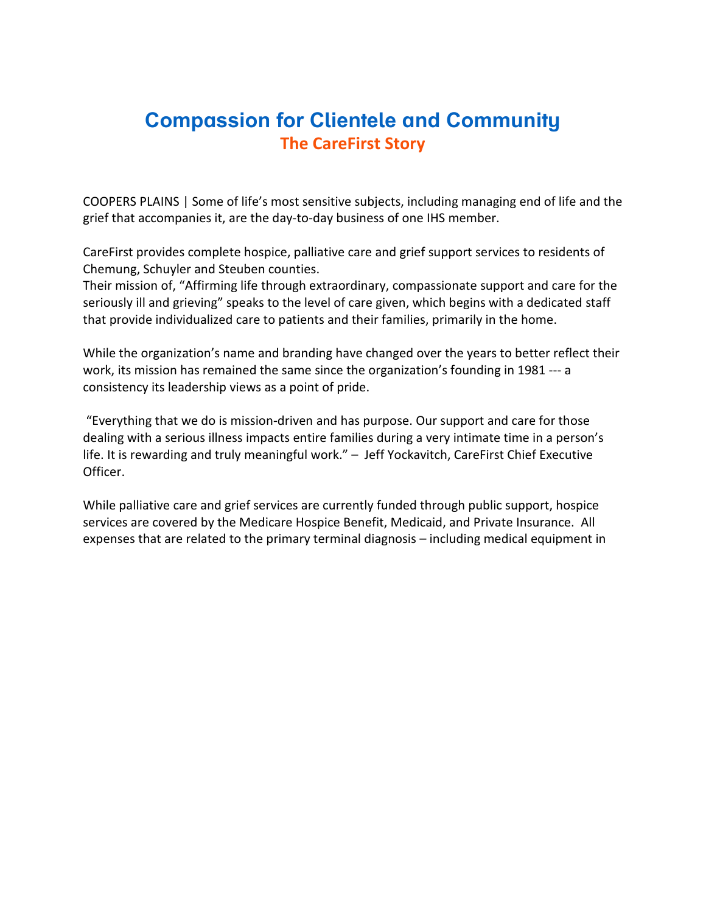# Compassion for Clientele and Community

## The CareFirst Story

COOPERS PLAINS | Some of life's most sensitive subjects, including managing end of life and the grief that accompanies it, are the day-to-day business of one IHS member.

CareFirst provides complete hospice, palliative care and grief support services to residents of Chemung, Schuyler and Steuben counties.
Their mission of, "Affirming life through extraordinary, compassionate support and care for the seriously ill and grieving" speaks to the level of care given, which begins with a dedicated staff that provide individualized care to patients and their families, primarily in the home.

While the organization's name and branding have changed over the years to better reflect their work, its mission has remained the same since the organization's founding in 1981 --- a consistency its leadership views as a point of pride.

"Everything that we do is mission-driven and has purpose. Our support and care for those dealing with a serious illness impacts entire families during a very intimate time in a person's life. It is rewarding and truly meaningful work." – Jeff Yockavitch, CareFirst Chief Executive Officer.

While palliative care and grief services are currently funded through public support, hospice services are covered by the Medicare Hospice Benefit, Medicaid, and Private Insurance. All expenses that are related to the primary terminal diagnosis – including medical equipment in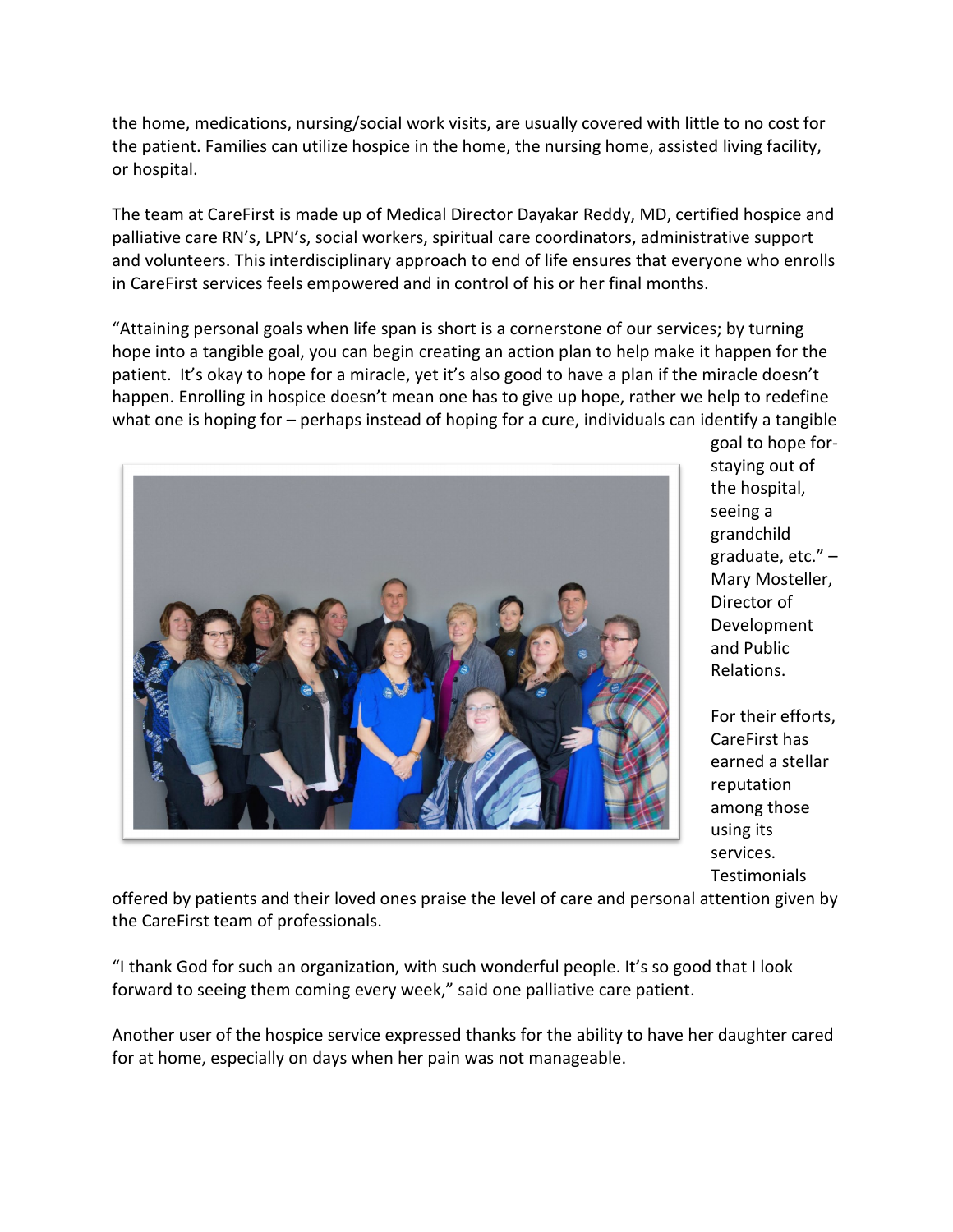the home, medications, nursing/social work visits, are usually covered with little to no cost for the patient. Families can utilize hospice in the home, the nursing home, assisted living facility, or hospital.

The team at CareFirst is made up of Medical Director Dayakar Reddy, MD, certified hospice and palliative care RN's, LPN's, social workers, spiritual care coordinators, administrative support and volunteers. This interdisciplinary approach to end of life ensures that everyone who enrolls in CareFirst services feels empowered and in control of his or her final months.

"Attaining personal goals when life span is short is a cornerstone of our services; by turning hope into a tangible goal, you can begin creating an action plan to help make it happen for the patient. It's okay to hope for a miracle, yet it's also good to have a plan if the miracle doesn't happen. Enrolling in hospice doesn't mean one has to give up hope, rather we help to redefine what one is hoping for – perhaps instead of hoping for a cure, individuals can identify a tangible goal to hope for- staying out of the hospital, seeing a grandchild graduate, etc." – Mary Mosteller, Director of Development and Public Relations.

For their efforts, CareFirst has earned a stellar reputation among those using its services. Testimonials offered by patients and their loved ones praise the level of care and personal attention given by the CareFirst team of professionals.

"I thank God for such an organization, with such wonderful people. It's so good that I look forward to seeing them coming every week," said one palliative care patient.

Another user of the hospice service expressed thanks for the ability to have her daughter cared for at home, especially on days when her pain was not manageable.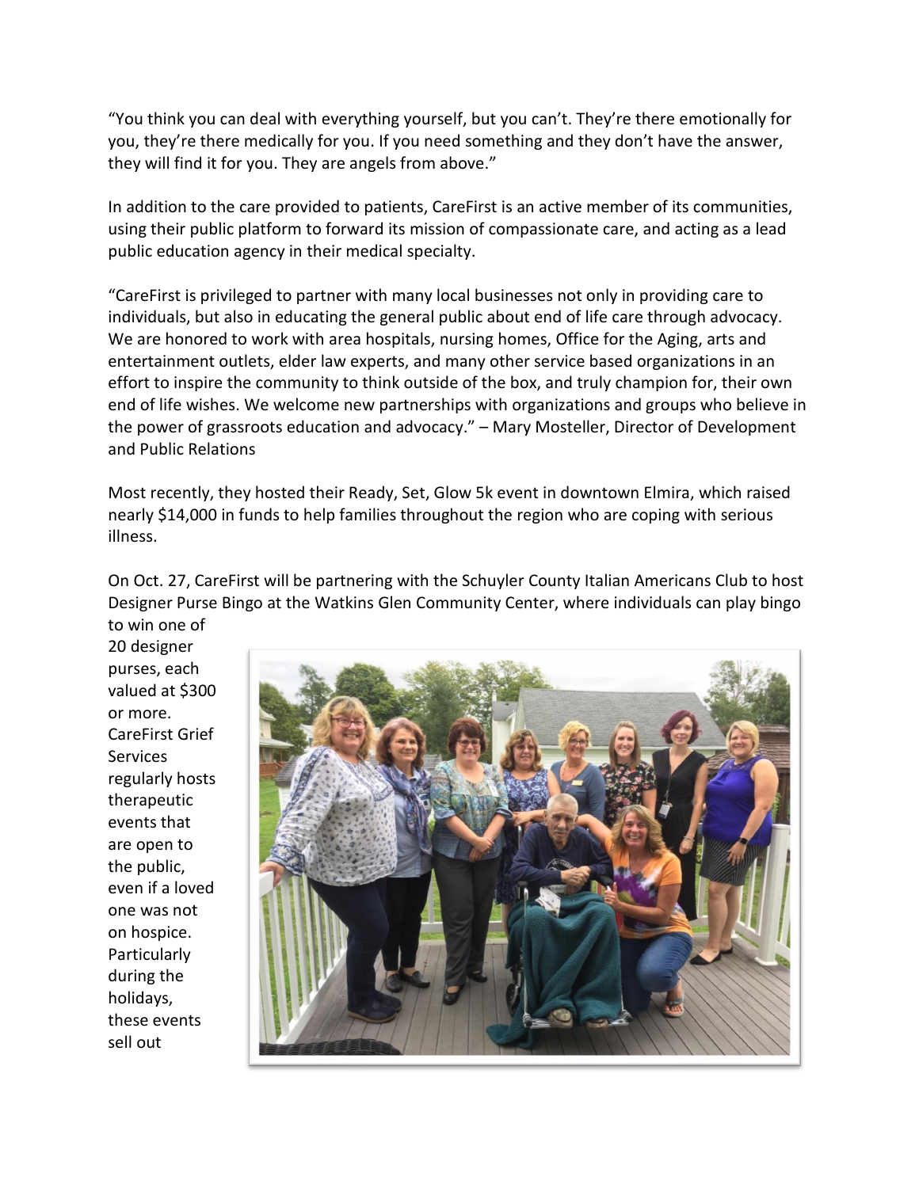"You think you can deal with everything yourself, but you can't. They're there emotionally for you, they're there medically for you. If you need something and they don't have the answer, they will find it for you. They are angels from above."

In addition to the care provided to patients, CareFirst is an active member of its communities, using their public platform to forward its mission of compassionate care, and acting as a lead public education agency in their medical specialty.

"CareFirst is privileged to partner with many local businesses not only in providing care to individuals, but also in educating the general public about end of life care through advocacy. We are honored to work with area hospitals, nursing homes, Office for the Aging, arts and entertainment outlets, elder law experts, and many other service based organizations in an effort to inspire the community to think outside of the box, and truly champion for, their own end of life wishes. We welcome new partnerships with organizations and groups who believe in the power of grassroots education and advocacy." – Mary Mosteller, Director of Development and Public Relations

Most recently, they hosted their Ready, Set, Glow 5k event in downtown Elmira, which raised nearly $14,000 in funds to help families throughout the region who are coping with serious illness.

On Oct. 27, CareFirst will be partnering with the Schuyler County Italian Americans Club to host Designer Purse Bingo at the Watkins Glen Community Center, where individuals can play bingo to win one of 20 designer purses, each valued at $300 or more. CareFirst Grief Services regularly hosts therapeutic events that are open to the public, even if a loved one was not on hospice. Particularly during the holidays, these events sell out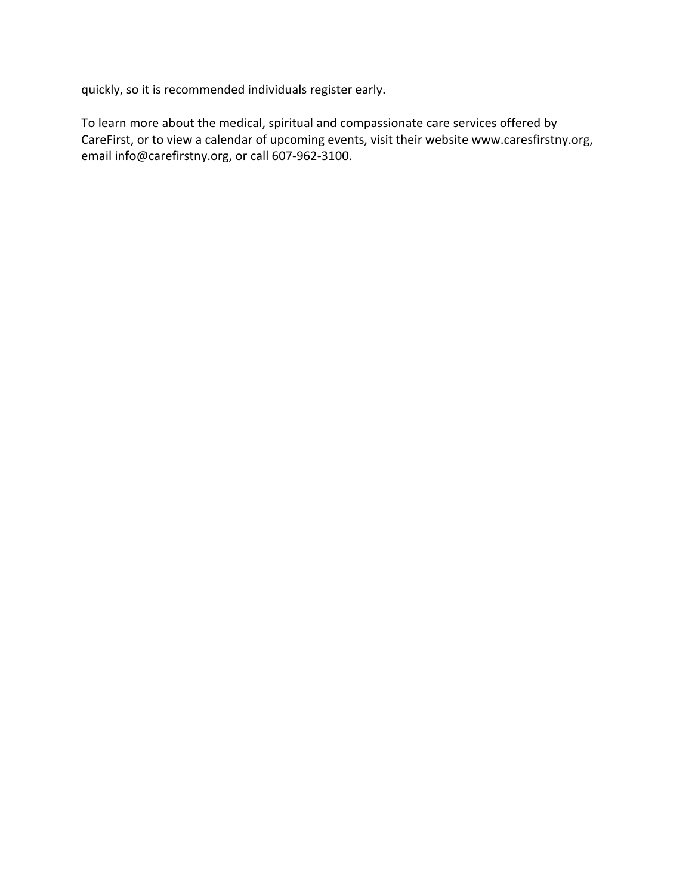quickly, so it is recommended individuals register early.

To learn more about the medical, spiritual and compassionate care services offered by CareFirst, or to view a calendar of upcoming events, visit their website www.caresfirstny.org, email info@carefirstny.org, or call 607-962-3100.